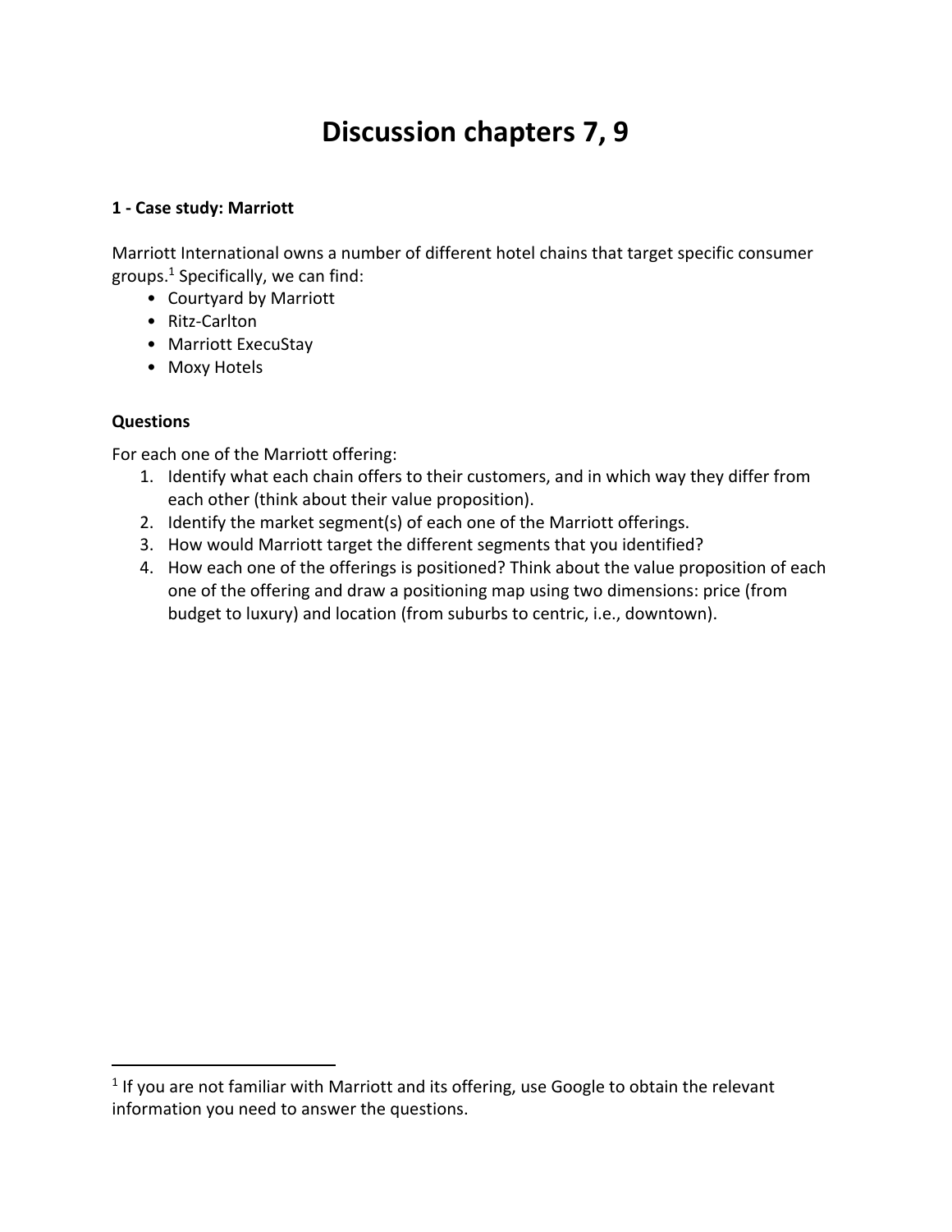# Discussion chapters 7, 9

**1 - Case study: Marriott**

Marriott International owns a number of different hotel chains that target specific consumer groups.[1] Specifically, we can find:

- Courtyard by Marriott
- Ritz-Carlton
- Marriott ExecuStay
- Moxy Hotels

**Questions**

For each one of the Marriott offering:

1. Identify what each chain offers to their customers, and in which way they differ from each other (think about their value proposition).
2. Identify the market segment(s) of each one of the Marriott offerings.
3. How would Marriott target the different segments that you identified?
4. How each one of the offerings is positioned? Think about the value proposition of each one of the offering and draw a positioning map using two dimensions: price (from budget to luxury) and location (from suburbs to centric, i.e., downtown).

---

[1] If you are not familiar with Marriott and its offering, use Google to obtain the relevant information you need to answer the questions.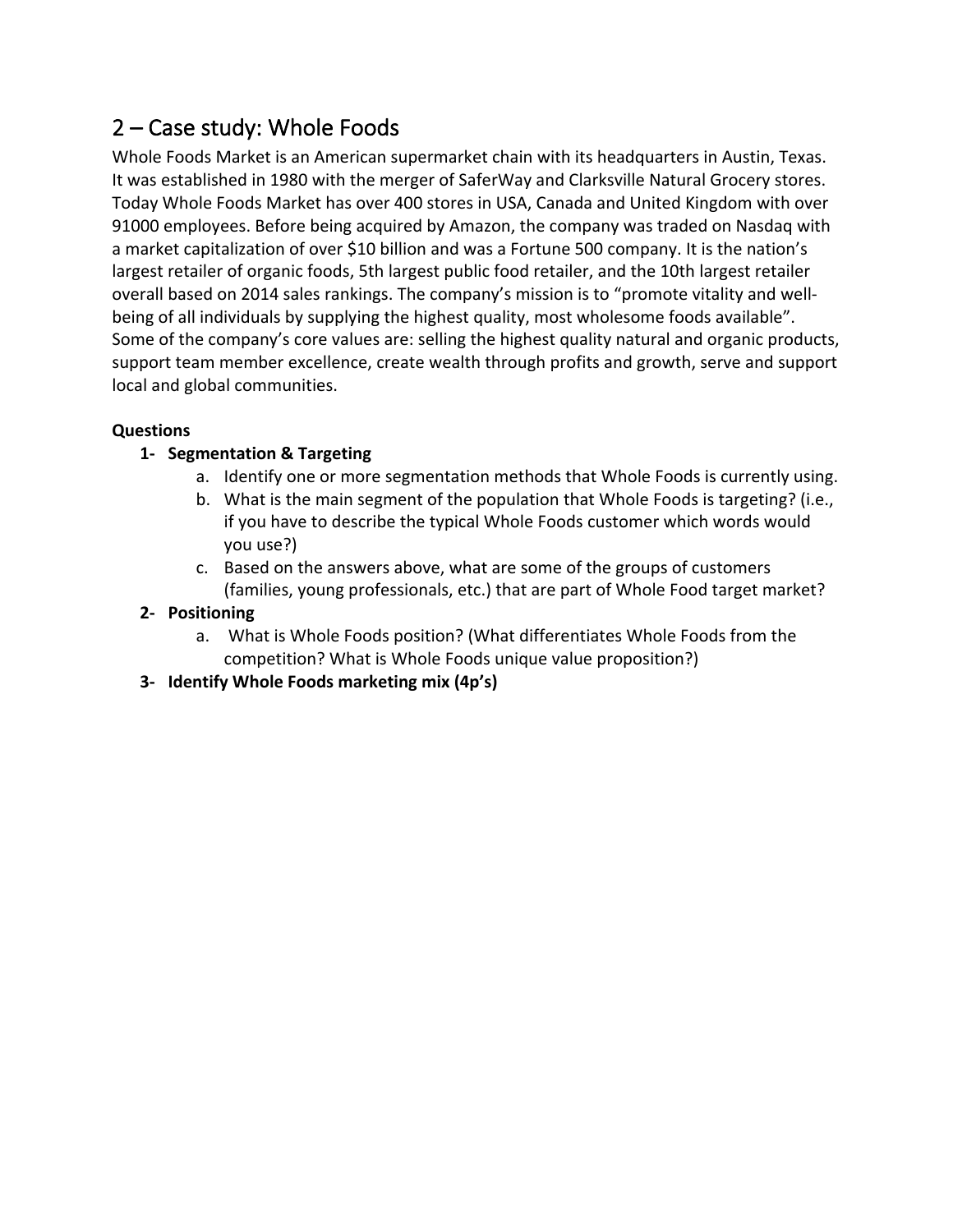## 2 – Case study: Whole Foods

Whole Foods Market is an American supermarket chain with its headquarters in Austin, Texas. It was established in 1980 with the merger of SaferWay and Clarksville Natural Grocery stores. Today Whole Foods Market has over 400 stores in USA, Canada and United Kingdom with over 91000 employees. Before being acquired by Amazon, the company was traded on Nasdaq with a market capitalization of over $10 billion and was a Fortune 500 company. It is the nation's largest retailer of organic foods, 5th largest public food retailer, and the 10th largest retailer overall based on 2014 sales rankings. The company's mission is to "promote vitality and well-being of all individuals by supplying the highest quality, most wholesome foods available". Some of the company's core values are: selling the highest quality natural and organic products, support team member excellence, create wealth through profits and growth, serve and support local and global communities.

**Questions**

1- **Segmentation & Targeting**
   a. Identify one or more segmentation methods that Whole Foods is currently using.
   b. What is the main segment of the population that Whole Foods is targeting? (i.e., if you have to describe the typical Whole Foods customer which words would you use?)
   c. Based on the answers above, what are some of the groups of customers (families, young professionals, etc.) that are part of Whole Food target market?

2- **Positioning**
   a. What is Whole Foods position? (What differentiates Whole Foods from the competition? What is Whole Foods unique value proposition?)

3- **Identify Whole Foods marketing mix (4p's)**